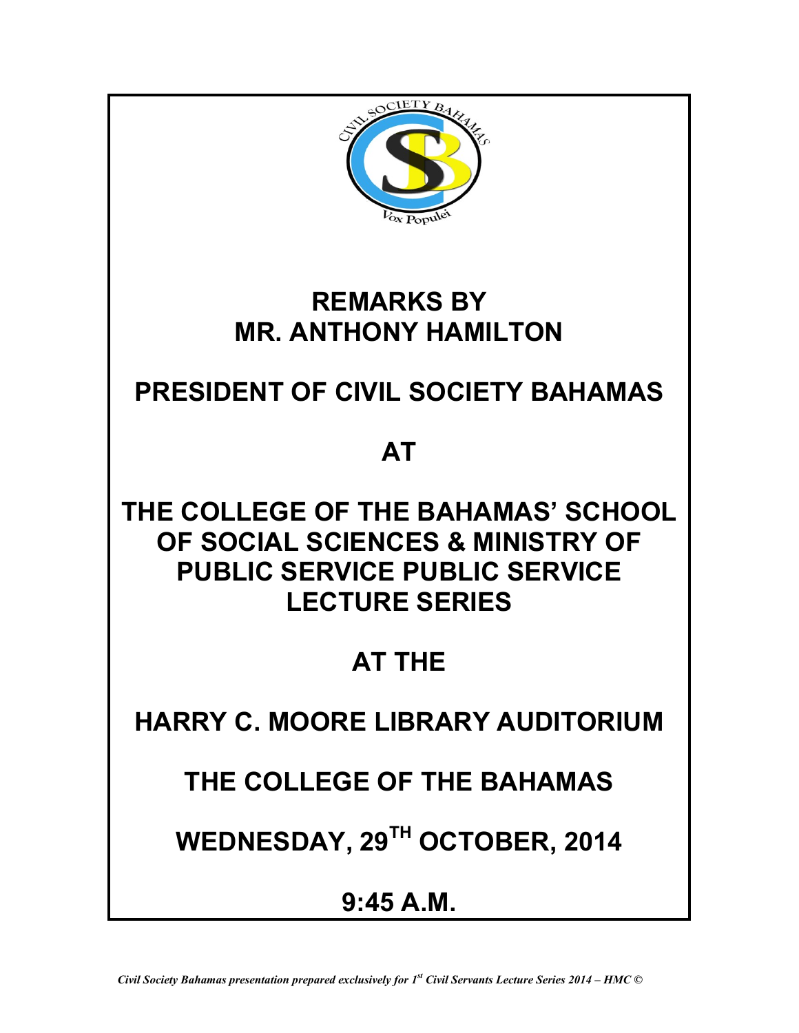# REMARKS BY MR. ANTHONY HAMILTON

## PRESIDENT OF CIVIL SOCIETY BAHAMAS

## AT

## THE COLLEGE OF THE BAHAMAS' SCHOOL OF SOCIAL SCIENCES & MINISTRY OF PUBLIC SERVICE PUBLIC SERVICE LECTURE SERIES

## AT THE

## HARRY C. MOORE LIBRARY AUDITORIUM

## THE COLLEGE OF THE BAHAMAS

## WEDNESDAY, 29TH OCTOBER, 2014

## 9:45 A.M.

*Civil Society Bahamas presentation prepared exclusively for 1st Civil Servants Lecture Series 2014 – HMC ©*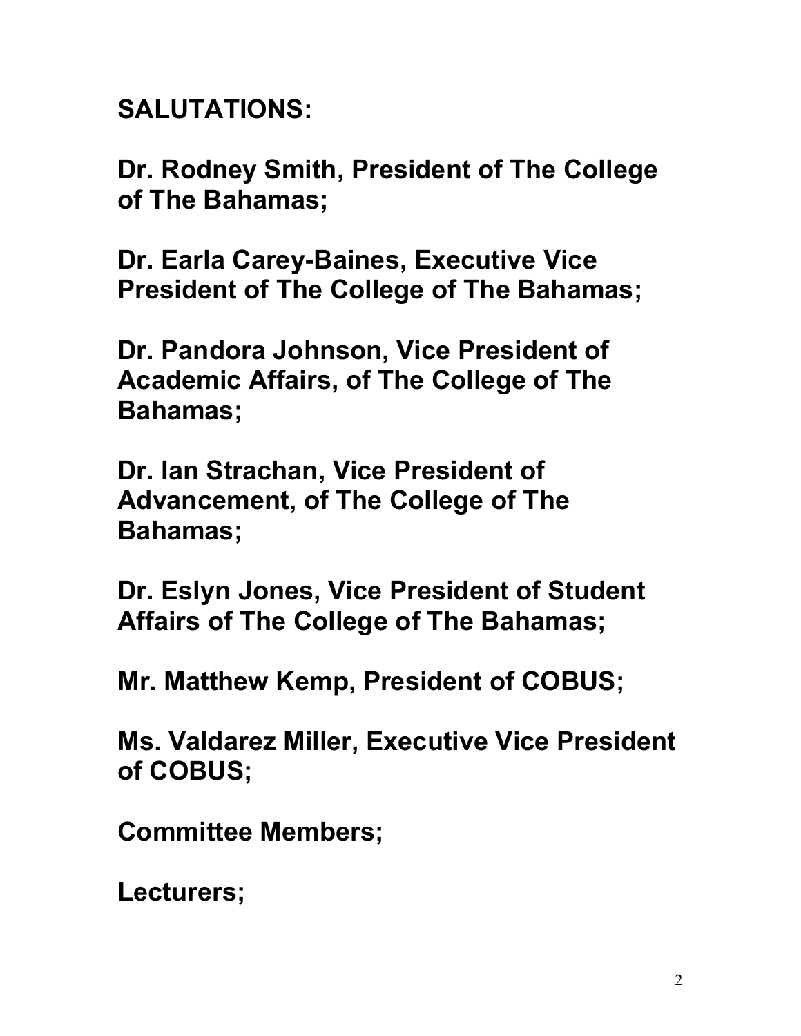**SALUTATIONS:**

**Dr. Rodney Smith, President of The College of The Bahamas;**

**Dr. Earla Carey-Baines, Executive Vice President of The College of The Bahamas;**

**Dr. Pandora Johnson, Vice President of Academic Affairs, of The College of The Bahamas;**

**Dr. Ian Strachan, Vice President of Advancement, of The College of The Bahamas;**

**Dr. Eslyn Jones, Vice President of Student Affairs of The College of The Bahamas;**

**Mr. Matthew Kemp, President of COBUS;**

**Ms. Valdarez Miller, Executive Vice President of COBUS;**

**Committee Members;**

**Lecturers;**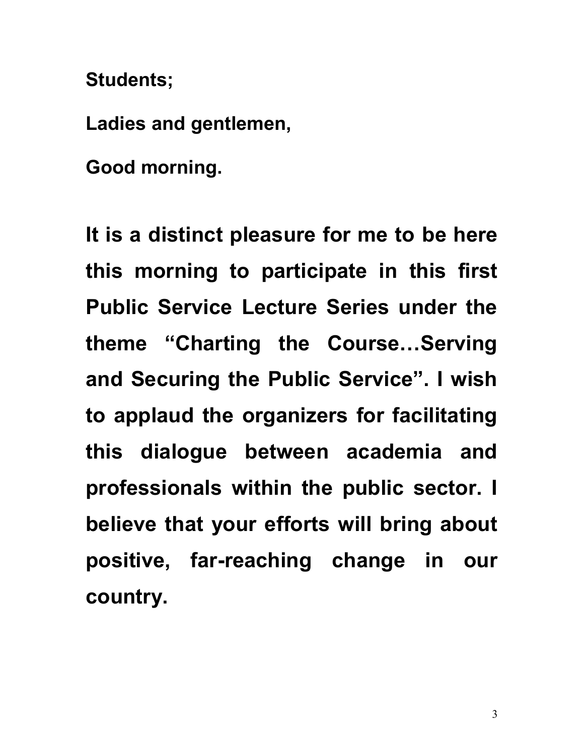**Students;**

**Ladies and gentlemen,**

**Good morning.**

**It is a distinct pleasure for me to be here this morning to participate in this first Public Service Lecture Series under the theme "Charting the Course…Serving and Securing the Public Service". I wish to applaud the organizers for facilitating this dialogue between academia and professionals within the public sector. I believe that your efforts will bring about positive, far-reaching change in our country.**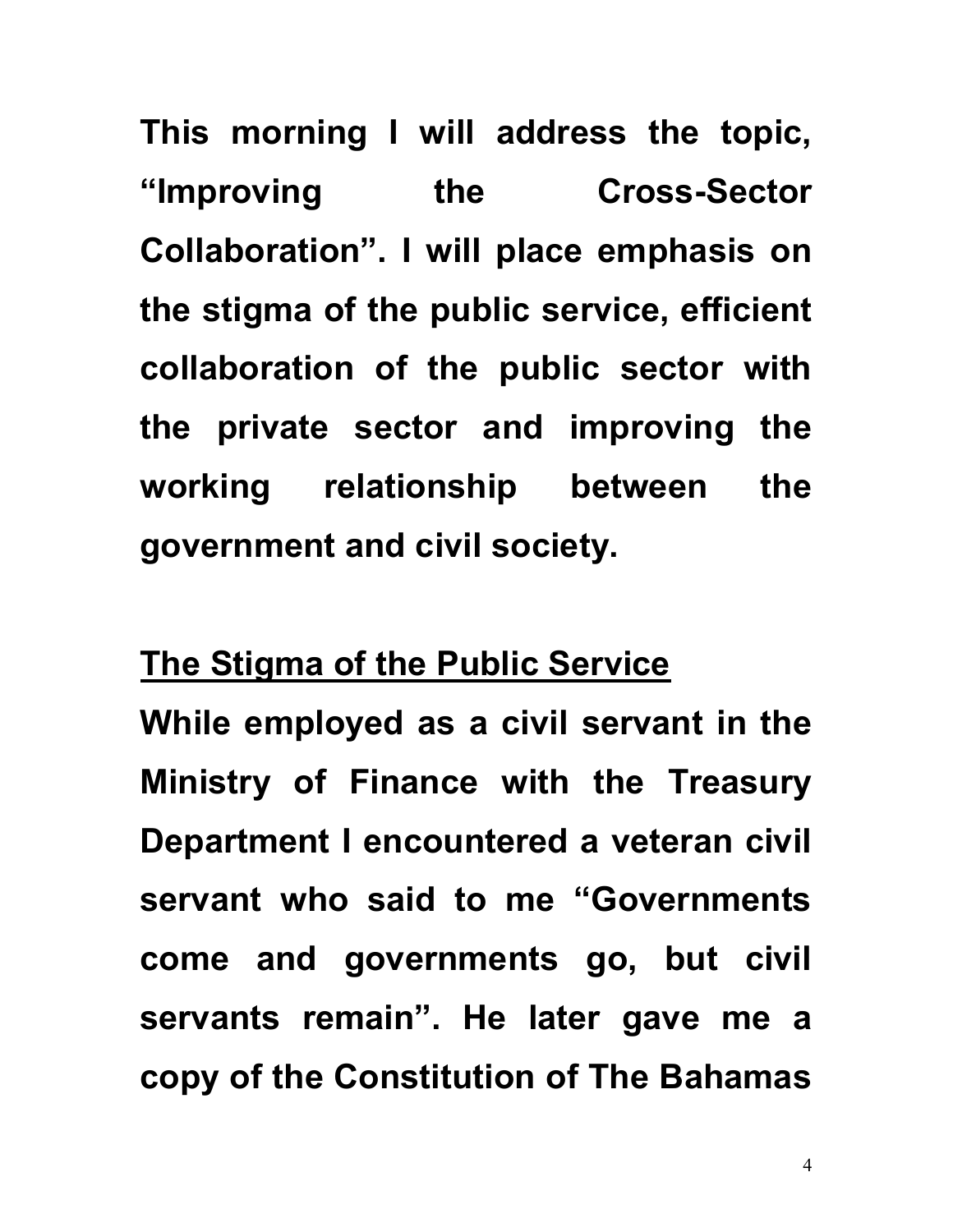**This morning I will address the topic, "Improving the Cross-Sector Collaboration". I will place emphasis on the stigma of the public service, efficient collaboration of the public sector with the private sector and improving the working relationship between the government and civil society.**

## The Stigma of the Public Service

**While employed as a civil servant in the Ministry of Finance with the Treasury Department I encountered a veteran civil servant who said to me "Governments come and governments go, but civil servants remain". He later gave me a copy of the Constitution of The Bahamas**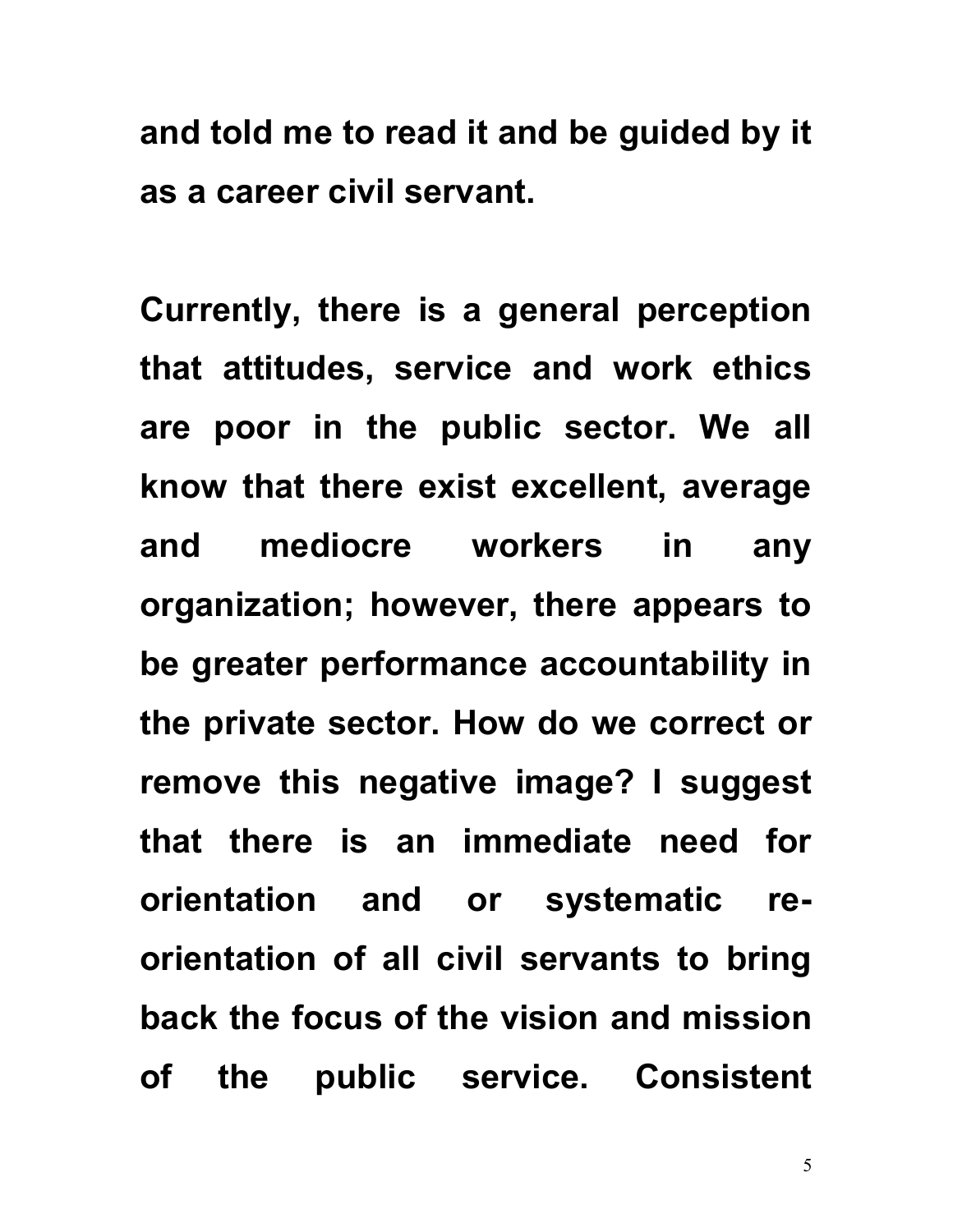**and told me to read it and be guided by it as a career civil servant.**

**Currently, there is a general perception that attitudes, service and work ethics are poor in the public sector. We all know that there exist excellent, average and mediocre workers in any organization; however, there appears to be greater performance accountability in the private sector. How do we correct or remove this negative image? I suggest that there is an immediate need for orientation and or systematic re-orientation of all civil servants to bring back the focus of the vision and mission of the public service. Consistent**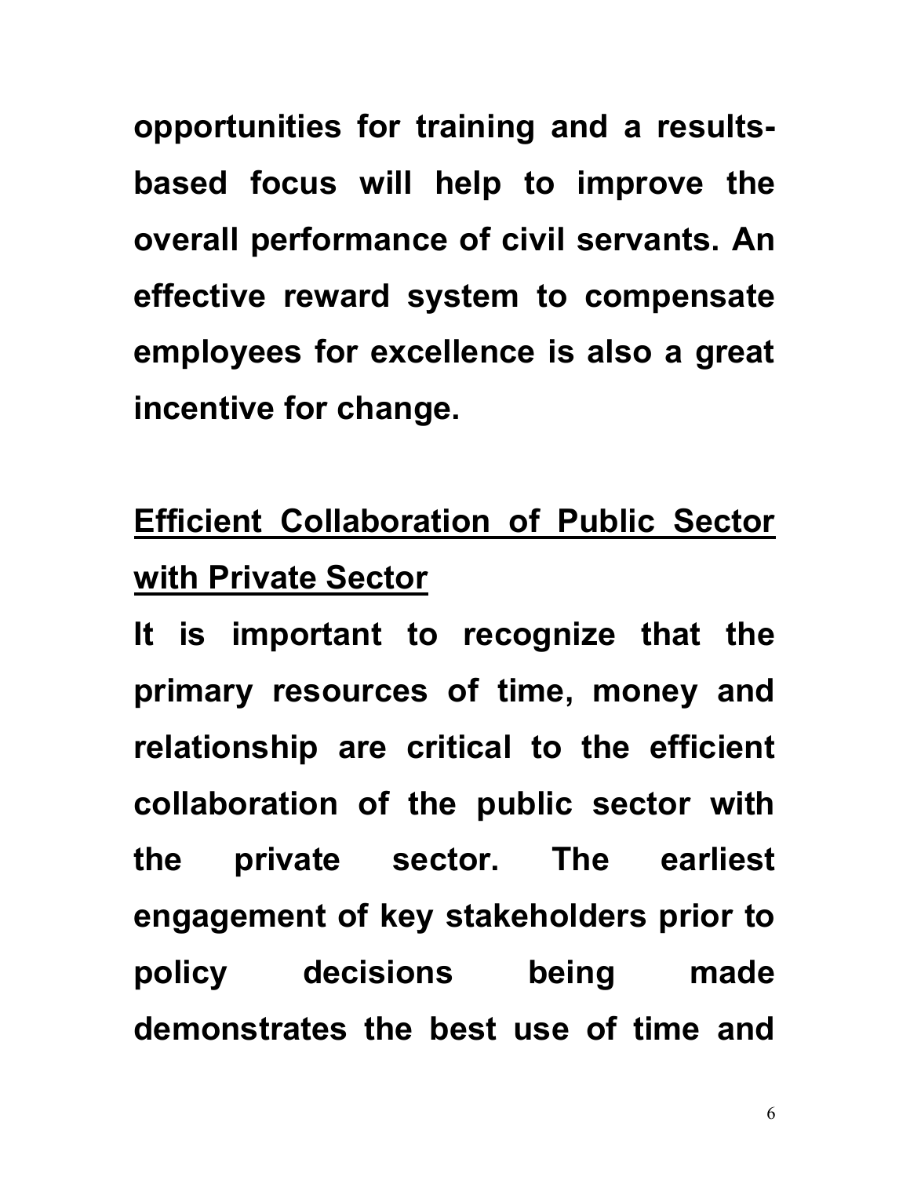**opportunities for training and a results-based focus will help to improve the overall performance of civil servants. An effective reward system to compensate employees for excellence is also a great incentive for change.**

## Efficient Collaboration of Public Sector with Private Sector

**It is important to recognize that the primary resources of time, money and relationship are critical to the efficient collaboration of the public sector with the private sector. The earliest engagement of key stakeholders prior to policy decisions being made demonstrates the best use of time and**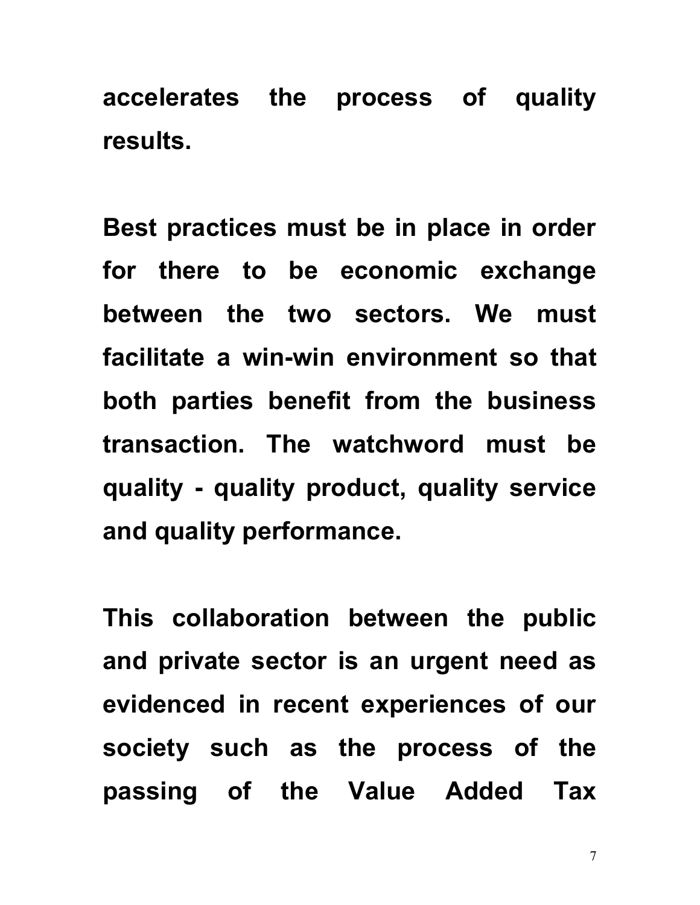**accelerates the process of quality results.**

**Best practices must be in place in order for there to be economic exchange between the two sectors. We must facilitate a win-win environment so that both parties benefit from the business transaction. The watchword must be quality - quality product, quality service and quality performance.**

**This collaboration between the public and private sector is an urgent need as evidenced in recent experiences of our society such as the process of the passing of the Value Added Tax**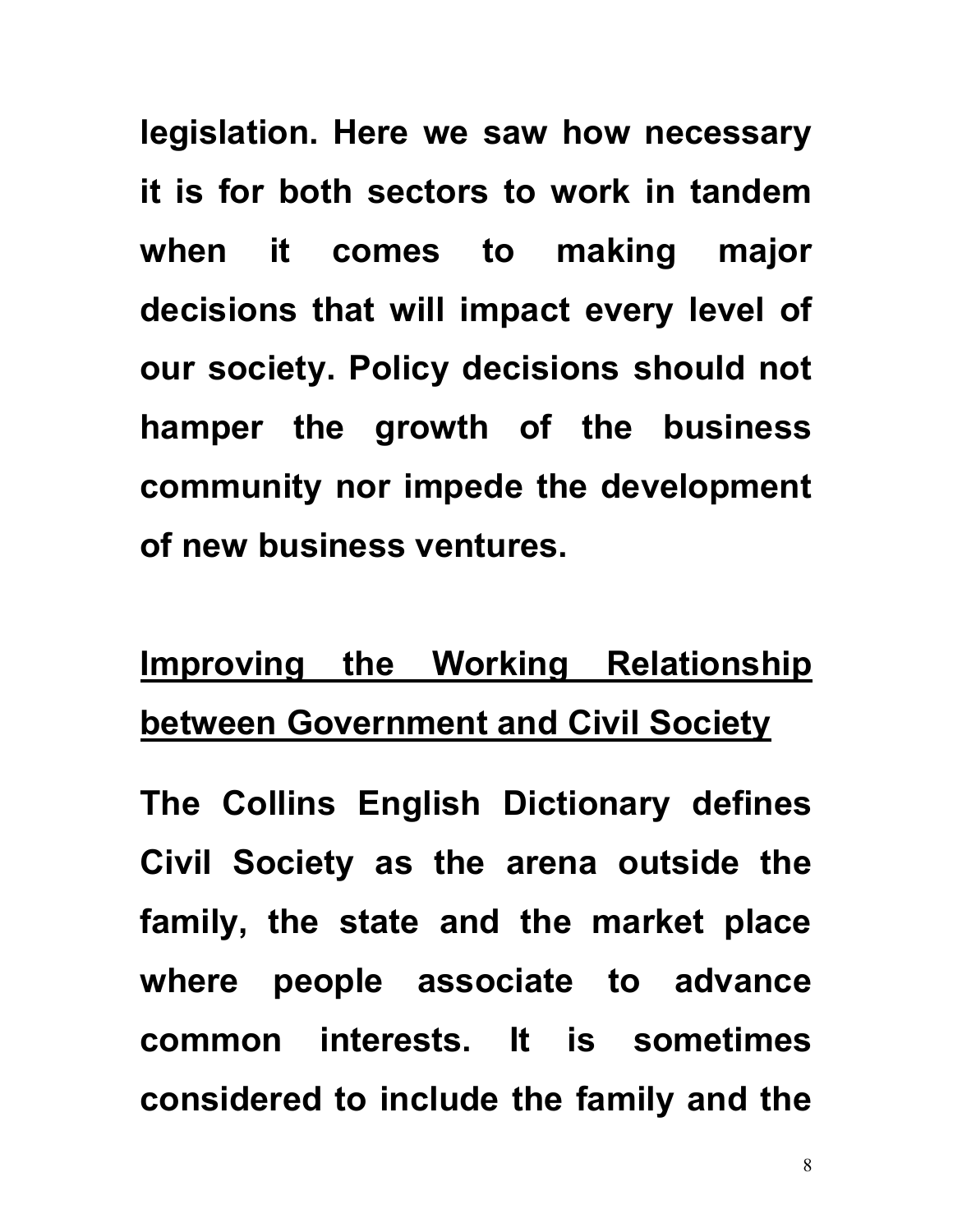**legislation. Here we saw how necessary it is for both sectors to work in tandem when it comes to making major decisions that will impact every level of our society. Policy decisions should not hamper the growth of the business community nor impede the development of new business ventures.**

## **Improving the Working Relationship between Government and Civil Society**

**The Collins English Dictionary defines Civil Society as the arena outside the family, the state and the market place where people associate to advance common interests. It is sometimes considered to include the family and the**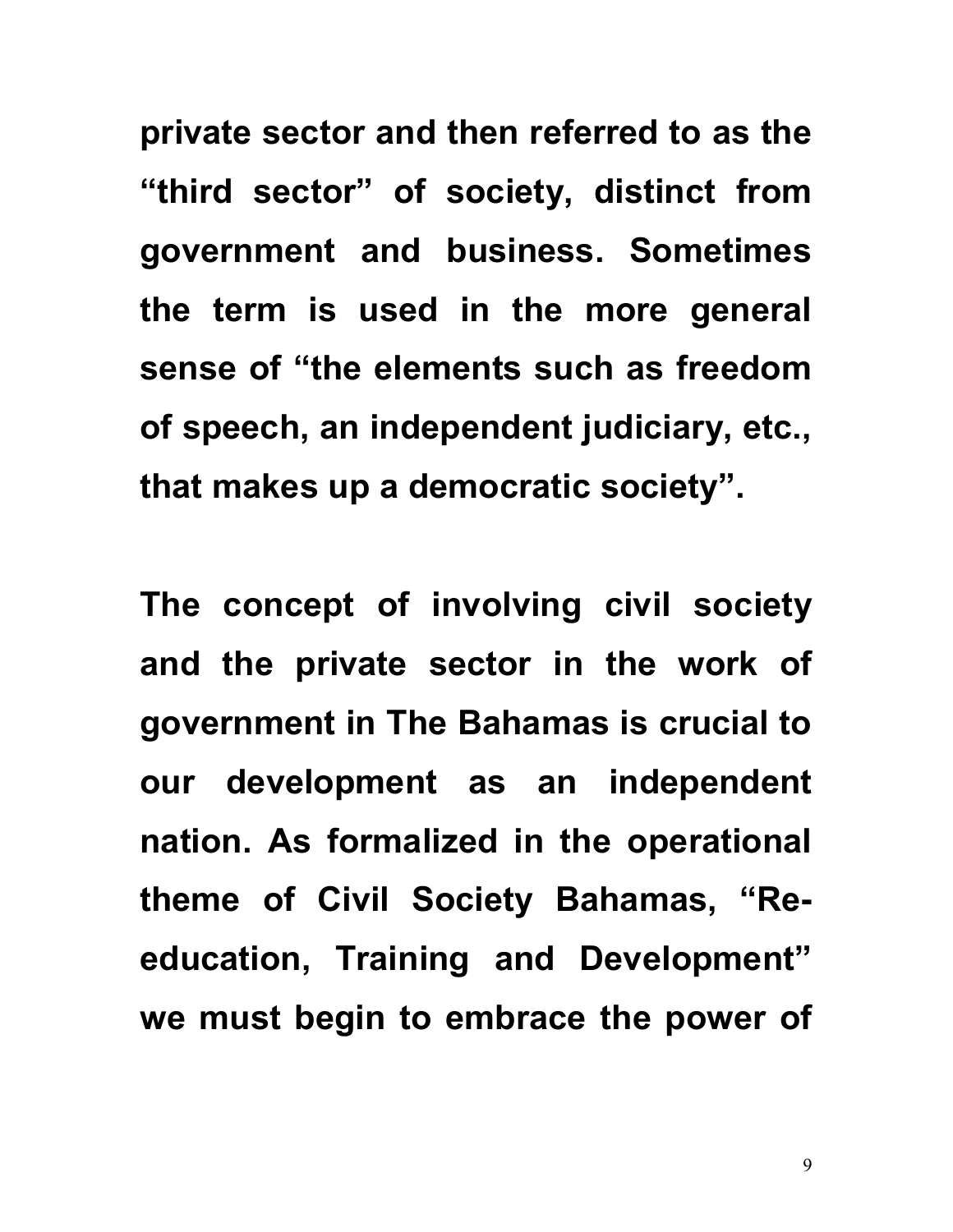**private sector and then referred to as the "third sector" of society, distinct from government and business. Sometimes the term is used in the more general sense of "the elements such as freedom of speech, an independent judiciary, etc., that makes up a democratic society".**

**The concept of involving civil society and the private sector in the work of government in The Bahamas is crucial to our development as an independent nation. As formalized in the operational theme of Civil Society Bahamas, "Re-education, Training and Development" we must begin to embrace the power of**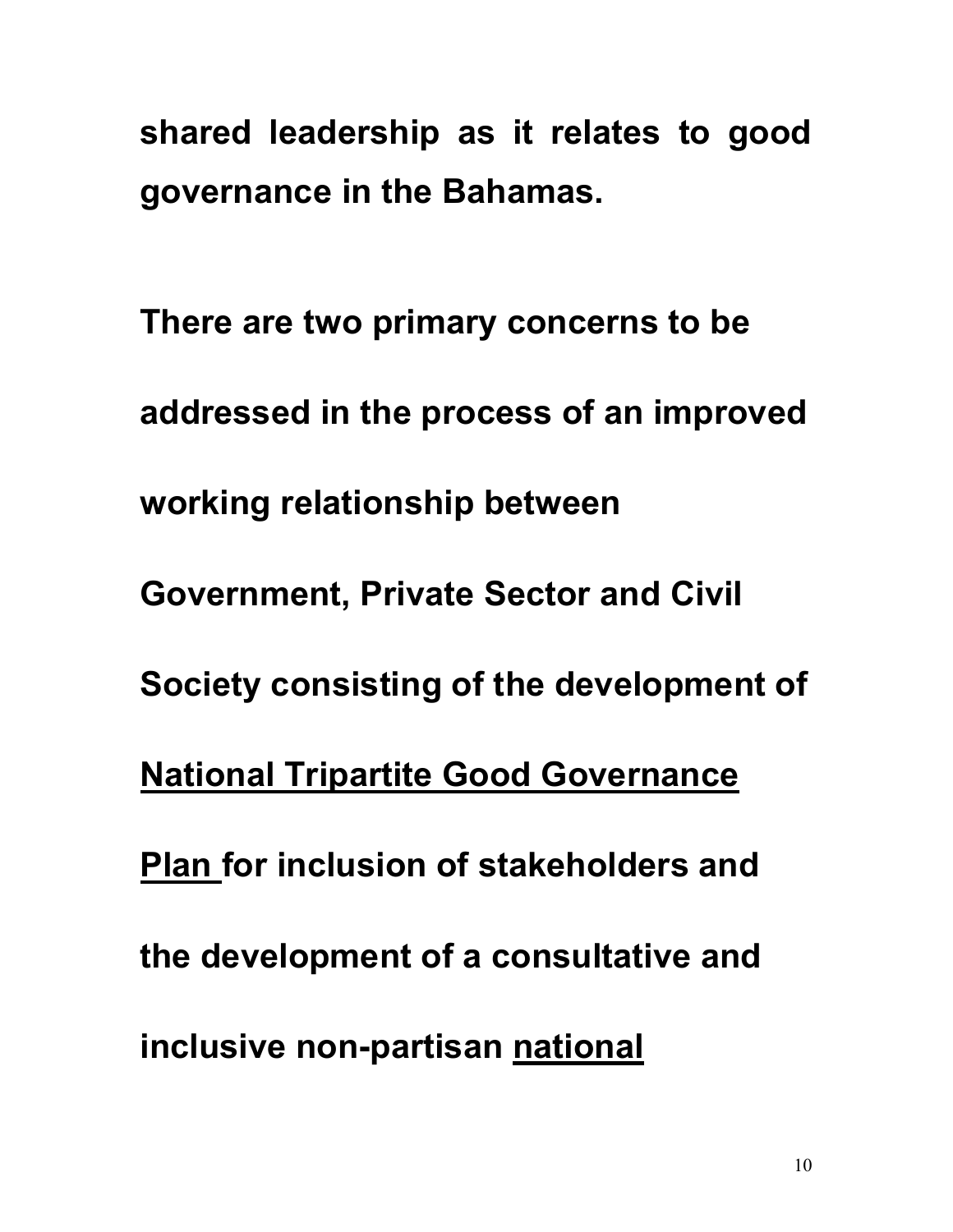**shared leadership as it relates to good governance in the Bahamas.**

**There are two primary concerns to be addressed in the process of an improved working relationship between Government, Private Sector and Civil Society consisting of the development of <u>National Tripartite Good Governance Plan</u> for inclusion of stakeholders and the development of a consultative and inclusive non-partisan <u>national</u>**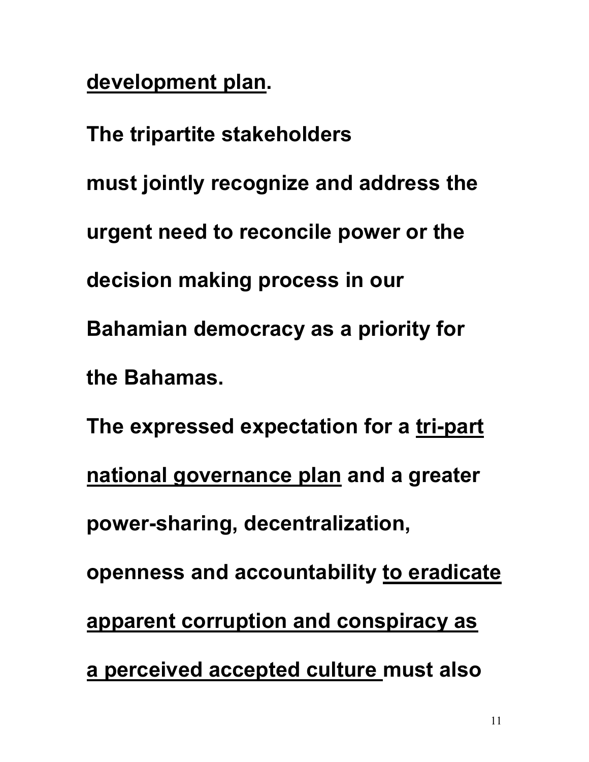**<u>development plan</u>.**

**The tripartite stakeholders must jointly recognize and address the urgent need to reconcile power or the decision making process in our Bahamian democracy as a priority for the Bahamas.**

**The expressed expectation for a <u>tri-part national governance plan</u> and a greater power-sharing, decentralization, openness and accountability <u>to eradicate apparent corruption and conspiracy as a perceived accepted culture</u> must also**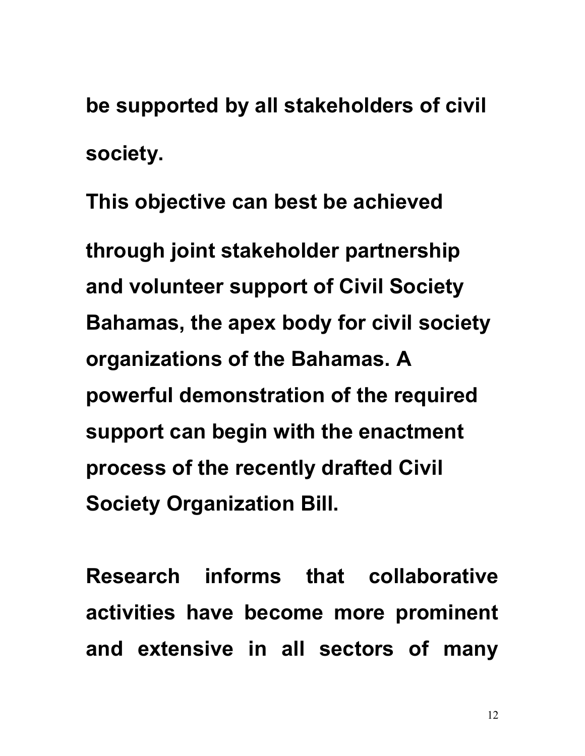**be supported by all stakeholders of civil society.**

**This objective can best be achieved through joint stakeholder partnership and volunteer support of Civil Society Bahamas, the apex body for civil society organizations of the Bahamas. A powerful demonstration of the required support can begin with the enactment process of the recently drafted Civil Society Organization Bill.**

**Research informs that collaborative activities have become more prominent and extensive in all sectors of many**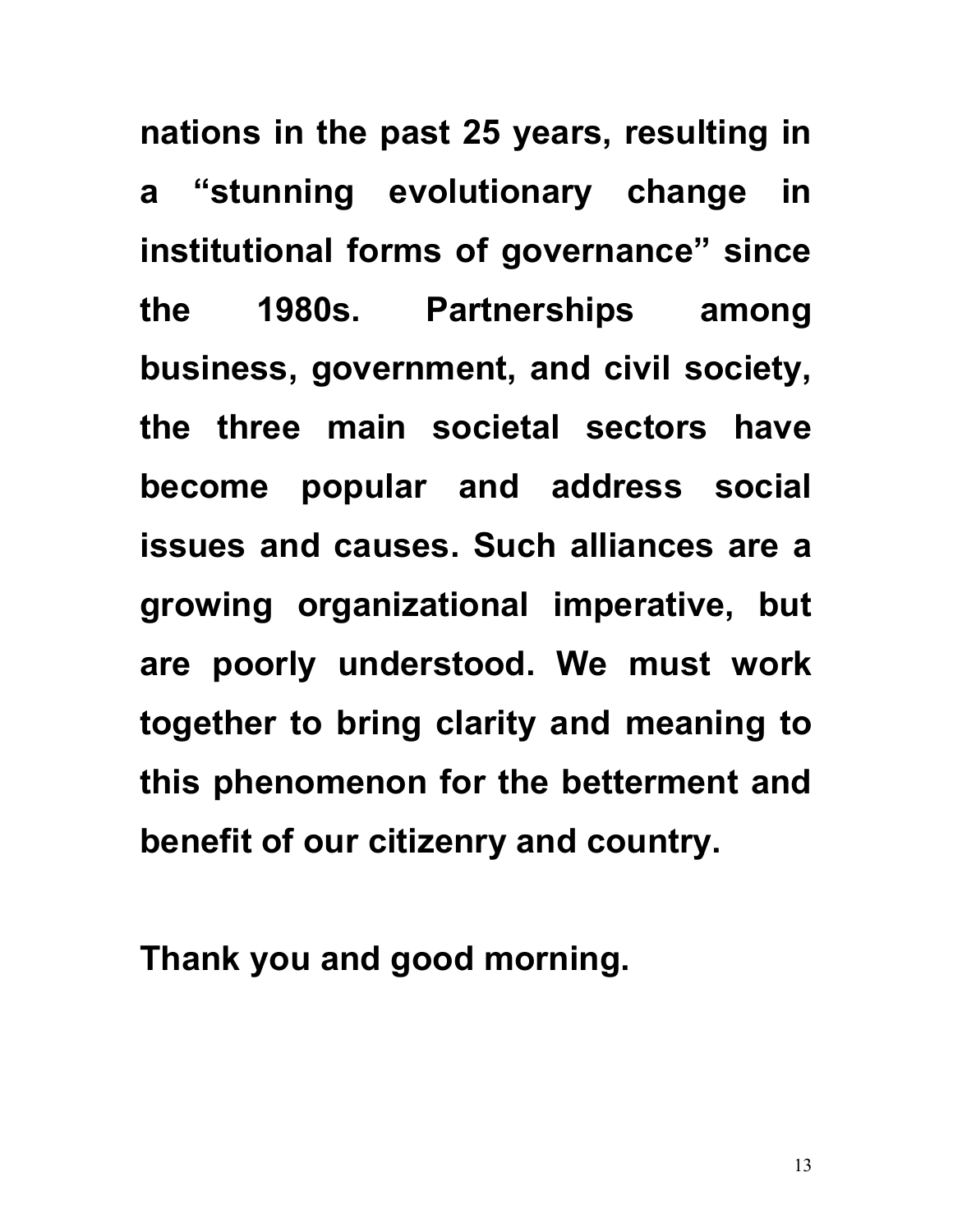**nations in the past 25 years, resulting in a "stunning evolutionary change in institutional forms of governance" since the 1980s. Partnerships among business, government, and civil society, the three main societal sectors have become popular and address social issues and causes. Such alliances are a growing organizational imperative, but are poorly understood. We must work together to bring clarity and meaning to this phenomenon for the betterment and benefit of our citizenry and country.**

**Thank you and good morning.**